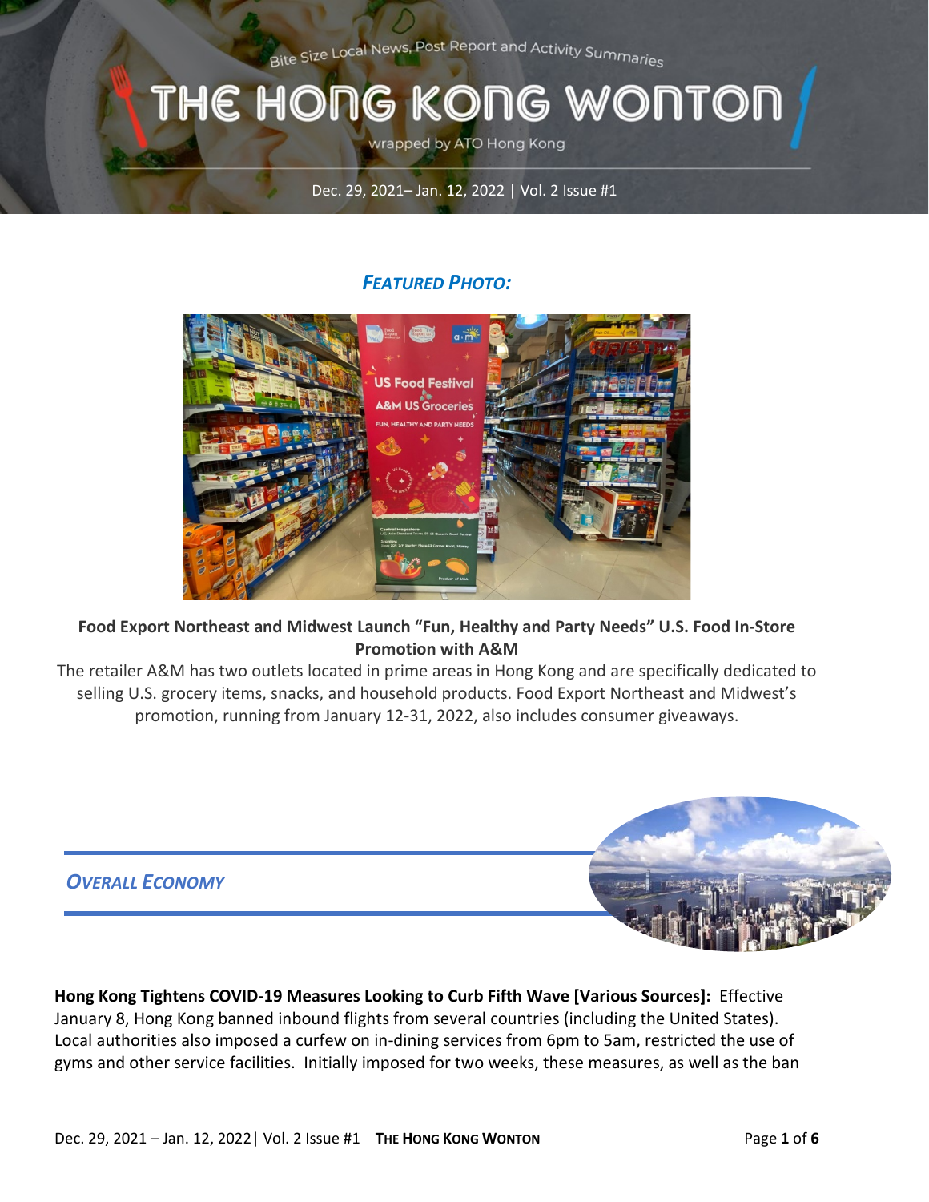Bite Size Local News, Post Report and Activity Summaries

# THE HONG KONG WONTON

wrapped by ATO Hong Kong

Dec. 29, 2021– Jan. 12, 2022 | Vol. 2 Issue #1

## *FEATURED PHOTO:*

**Food Export Northeast and Midwest Launch "Fun, Healthy and Party Needs" U.S. Food In-Store Promotion with A&M**

The retailer A&M has two outlets located in prime areas in Hong Kong and are specifically dedicated to selling U.S. grocery items, snacks, and household products. Food Export Northeast and Midwest's promotion, running from January 12-31, 2022, also includes consumer giveaways.

## *OVERALL ECONOMY*

**Hong Kong Tightens COVID-19 Measures Looking to Curb Fifth Wave [Various Sources]:** Effective January 8, Hong Kong banned inbound flights from several countries (including the United States). Local authorities also imposed a curfew on in-dining services from 6pm to 5am, restricted the use of gyms and other service facilities. Initially imposed for two weeks, these measures, as well as the ban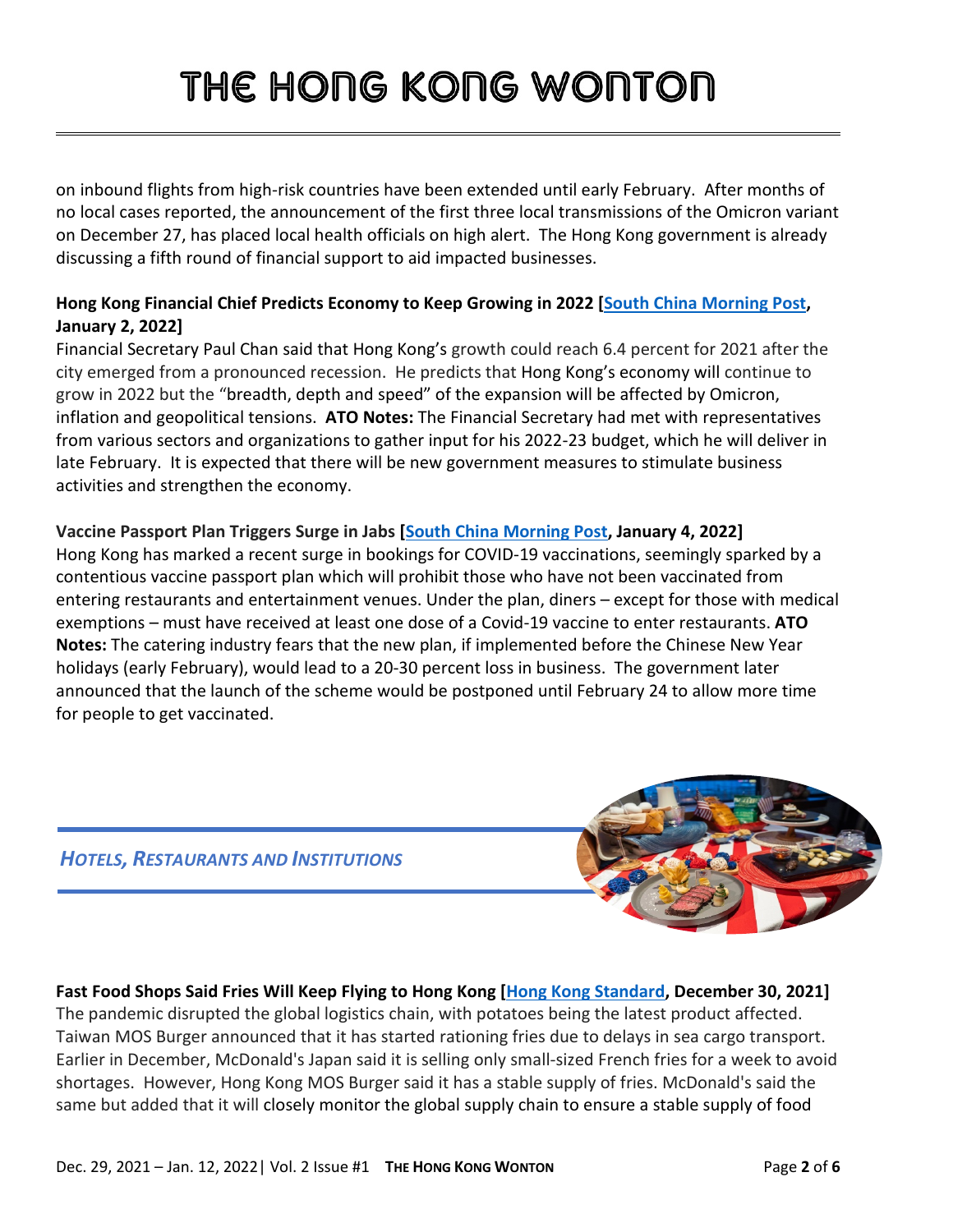on inbound flights from high-risk countries have been extended until early February. After months of no local cases reported, the announcement of the first three local transmissions of the Omicron variant on December 27, has placed local health officials on high alert. The Hong Kong government is already discussing a fifth round of financial support to aid impacted businesses.

**Hong Kong Financial Chief Predicts Economy to Keep Growing in 2022 [South China Morning Post, January 2, 2022]**
Financial Secretary Paul Chan said that Hong Kong's growth could reach 6.4 percent for 2021 after the city emerged from a pronounced recession. He predicts that Hong Kong's economy will continue to grow in 2022 but the "breadth, depth and speed" of the expansion will be affected by Omicron, inflation and geopolitical tensions. **ATO Notes:** The Financial Secretary had met with representatives from various sectors and organizations to gather input for his 2022-23 budget, which he will deliver in late February. It is expected that there will be new government measures to stimulate business activities and strengthen the economy.

**Vaccine Passport Plan Triggers Surge in Jabs [South China Morning Post, January 4, 2022]**
Hong Kong has marked a recent surge in bookings for COVID-19 vaccinations, seemingly sparked by a contentious vaccine passport plan which will prohibit those who have not been vaccinated from entering restaurants and entertainment venues. Under the plan, diners – except for those with medical exemptions – must have received at least one dose of a Covid-19 vaccine to enter restaurants. **ATO Notes:** The catering industry fears that the new plan, if implemented before the Chinese New Year holidays (early February), would lead to a 20-30 percent loss in business. The government later announced that the launch of the scheme would be postponed until February 24 to allow more time for people to get vaccinated.

## *Hotels, Restaurants and Institutions*

**Fast Food Shops Said Fries Will Keep Flying to Hong Kong [Hong Kong Standard, December 30, 2021]**
The pandemic disrupted the global logistics chain, with potatoes being the latest product affected. Taiwan MOS Burger announced that it has started rationing fries due to delays in sea cargo transport. Earlier in December, McDonald's Japan said it is selling only small-sized French fries for a week to avoid shortages. However, Hong Kong MOS Burger said it has a stable supply of fries. McDonald's said the same but added that it will closely monitor the global supply chain to ensure a stable supply of food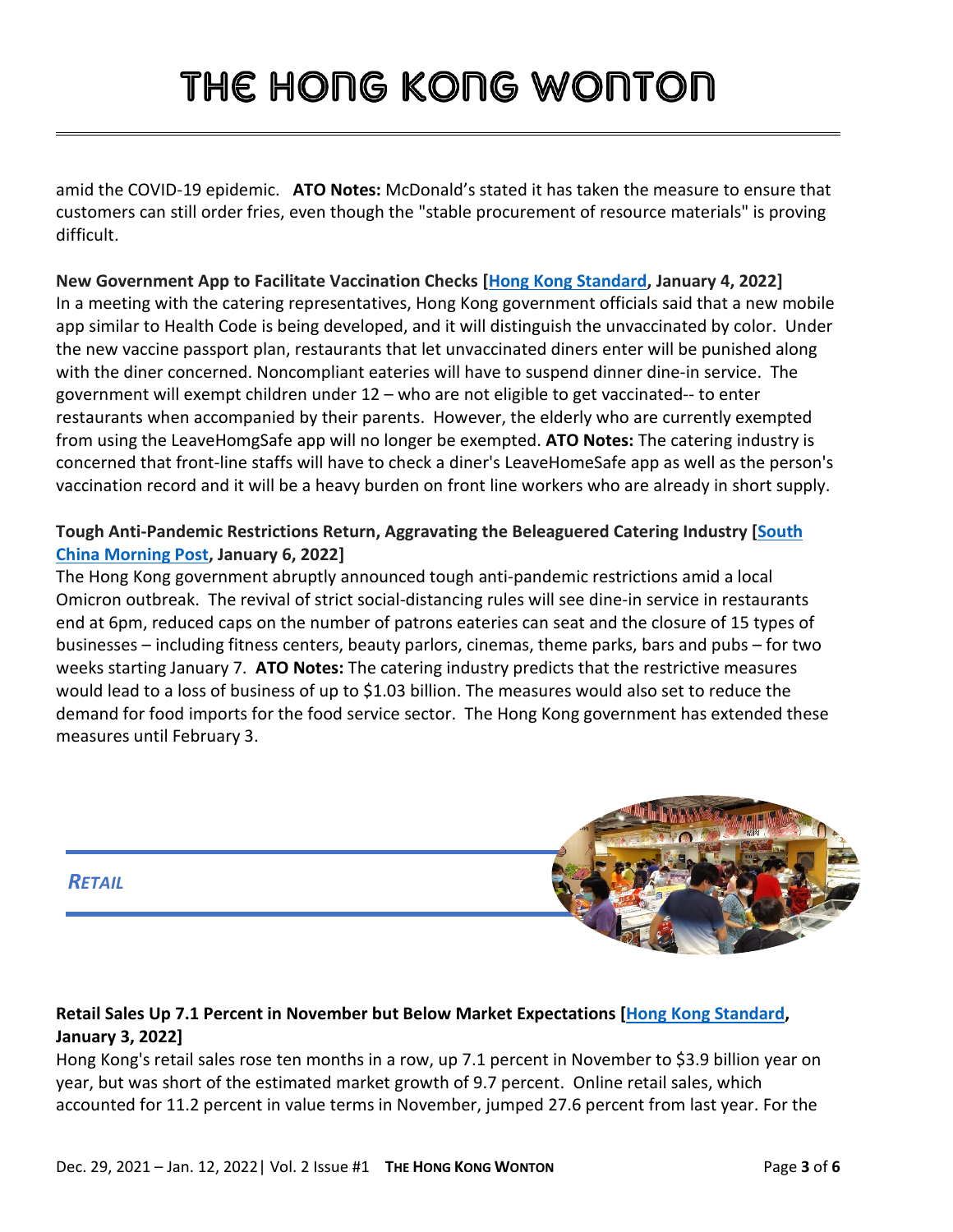amid the COVID-19 epidemic. **ATO Notes:** McDonald's stated it has taken the measure to ensure that customers can still order fries, even though the "stable procurement of resource materials" is proving difficult.

**New Government App to Facilitate Vaccination Checks [Hong Kong Standard, January 4, 2022]**
In a meeting with the catering representatives, Hong Kong government officials said that a new mobile app similar to Health Code is being developed, and it will distinguish the unvaccinated by color. Under the new vaccine passport plan, restaurants that let unvaccinated diners enter will be punished along with the diner concerned. Noncompliant eateries will have to suspend dinner dine-in service. The government will exempt children under 12 – who are not eligible to get vaccinated-- to enter restaurants when accompanied by their parents. However, the elderly who are currently exempted from using the LeaveHomgSafe app will no longer be exempted. **ATO Notes:** The catering industry is concerned that front-line staffs will have to check a diner's LeaveHomeSafe app as well as the person's vaccination record and it will be a heavy burden on front line workers who are already in short supply.

**Tough Anti-Pandemic Restrictions Return, Aggravating the Beleaguered Catering Industry [South China Morning Post, January 6, 2022]**
The Hong Kong government abruptly announced tough anti-pandemic restrictions amid a local Omicron outbreak. The revival of strict social-distancing rules will see dine-in service in restaurants end at 6pm, reduced caps on the number of patrons eateries can seat and the closure of 15 types of businesses – including fitness centers, beauty parlors, cinemas, theme parks, bars and pubs – for two weeks starting January 7. **ATO Notes:** The catering industry predicts that the restrictive measures would lead to a loss of business of up to $1.03 billion. The measures would also set to reduce the demand for food imports for the food service sector. The Hong Kong government has extended these measures until February 3.

## *RETAIL*

**Retail Sales Up 7.1 Percent in November but Below Market Expectations [Hong Kong Standard, January 3, 2022]**
Hong Kong's retail sales rose ten months in a row, up 7.1 percent in November to $3.9 billion year on year, but was short of the estimated market growth of 9.7 percent. Online retail sales, which accounted for 11.2 percent in value terms in November, jumped 27.6 percent from last year. For the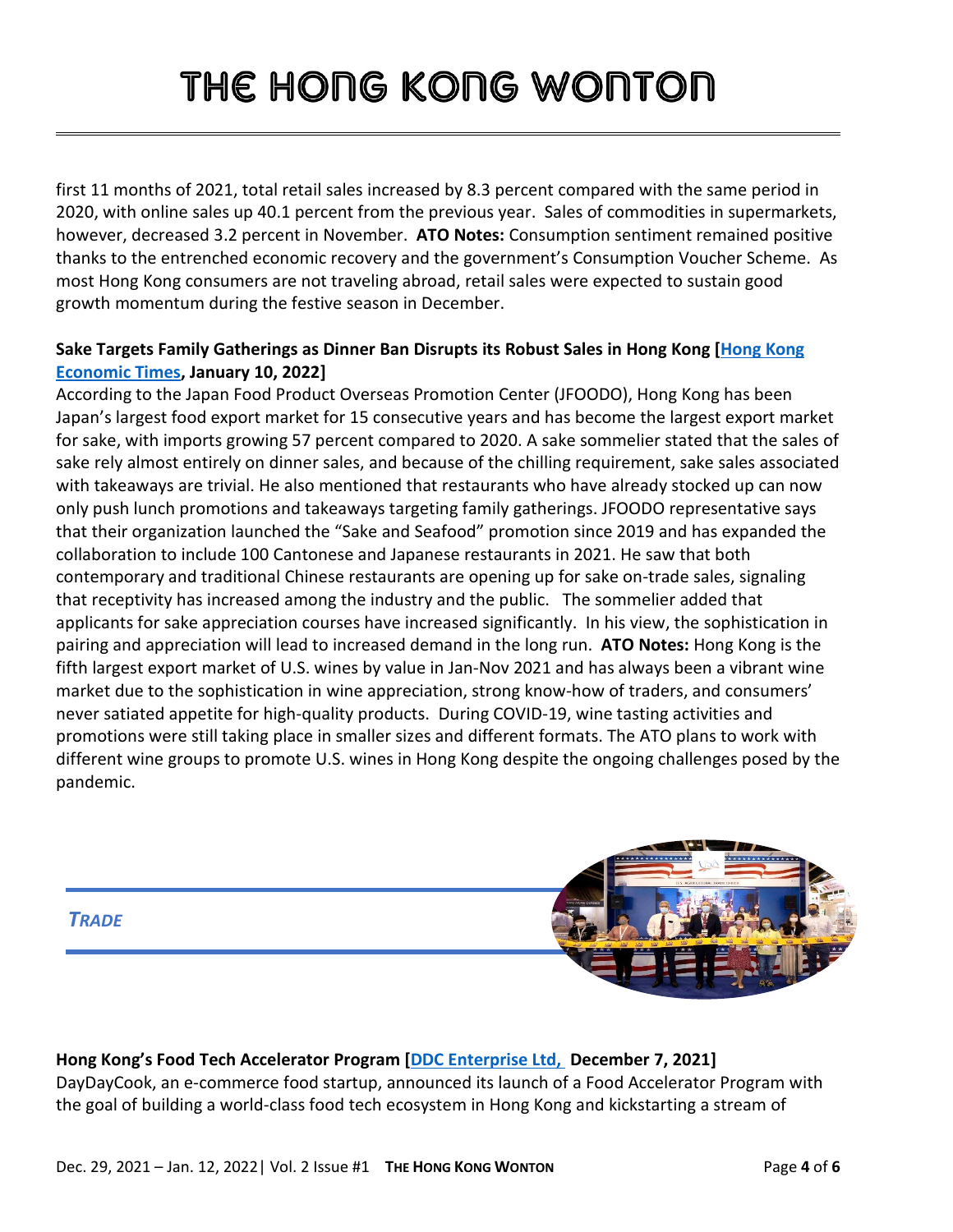first 11 months of 2021, total retail sales increased by 8.3 percent compared with the same period in 2020, with online sales up 40.1 percent from the previous year. Sales of commodities in supermarkets, however, decreased 3.2 percent in November. **ATO Notes:** Consumption sentiment remained positive thanks to the entrenched economic recovery and the government's Consumption Voucher Scheme. As most Hong Kong consumers are not traveling abroad, retail sales were expected to sustain good growth momentum during the festive season in December.

**Sake Targets Family Gatherings as Dinner Ban Disrupts its Robust Sales in Hong Kong [Hong Kong Economic Times, January 10, 2022]**

According to the Japan Food Product Overseas Promotion Center (JFOODO), Hong Kong has been Japan's largest food export market for 15 consecutive years and has become the largest export market for sake, with imports growing 57 percent compared to 2020. A sake sommelier stated that the sales of sake rely almost entirely on dinner sales, and because of the chilling requirement, sake sales associated with takeaways are trivial. He also mentioned that restaurants who have already stocked up can now only push lunch promotions and takeaways targeting family gatherings. JFOODO representative says that their organization launched the "Sake and Seafood" promotion since 2019 and has expanded the collaboration to include 100 Cantonese and Japanese restaurants in 2021. He saw that both contemporary and traditional Chinese restaurants are opening up for sake on-trade sales, signaling that receptivity has increased among the industry and the public. The sommelier added that applicants for sake appreciation courses have increased significantly. In his view, the sophistication in pairing and appreciation will lead to increased demand in the long run. **ATO Notes:** Hong Kong is the fifth largest export market of U.S. wines by value in Jan-Nov 2021 and has always been a vibrant wine market due to the sophistication in wine appreciation, strong know-how of traders, and consumers' never satiated appetite for high-quality products. During COVID-19, wine tasting activities and promotions were still taking place in smaller sizes and different formats. The ATO plans to work with different wine groups to promote U.S. wines in Hong Kong despite the ongoing challenges posed by the pandemic.

## *TRADE*

**Hong Kong's Food Tech Accelerator Program [DDC Enterprise Ltd, December 7, 2021]**

DayDayCook, an e-commerce food startup, announced its launch of a Food Accelerator Program with the goal of building a world-class food tech ecosystem in Hong Kong and kickstarting a stream of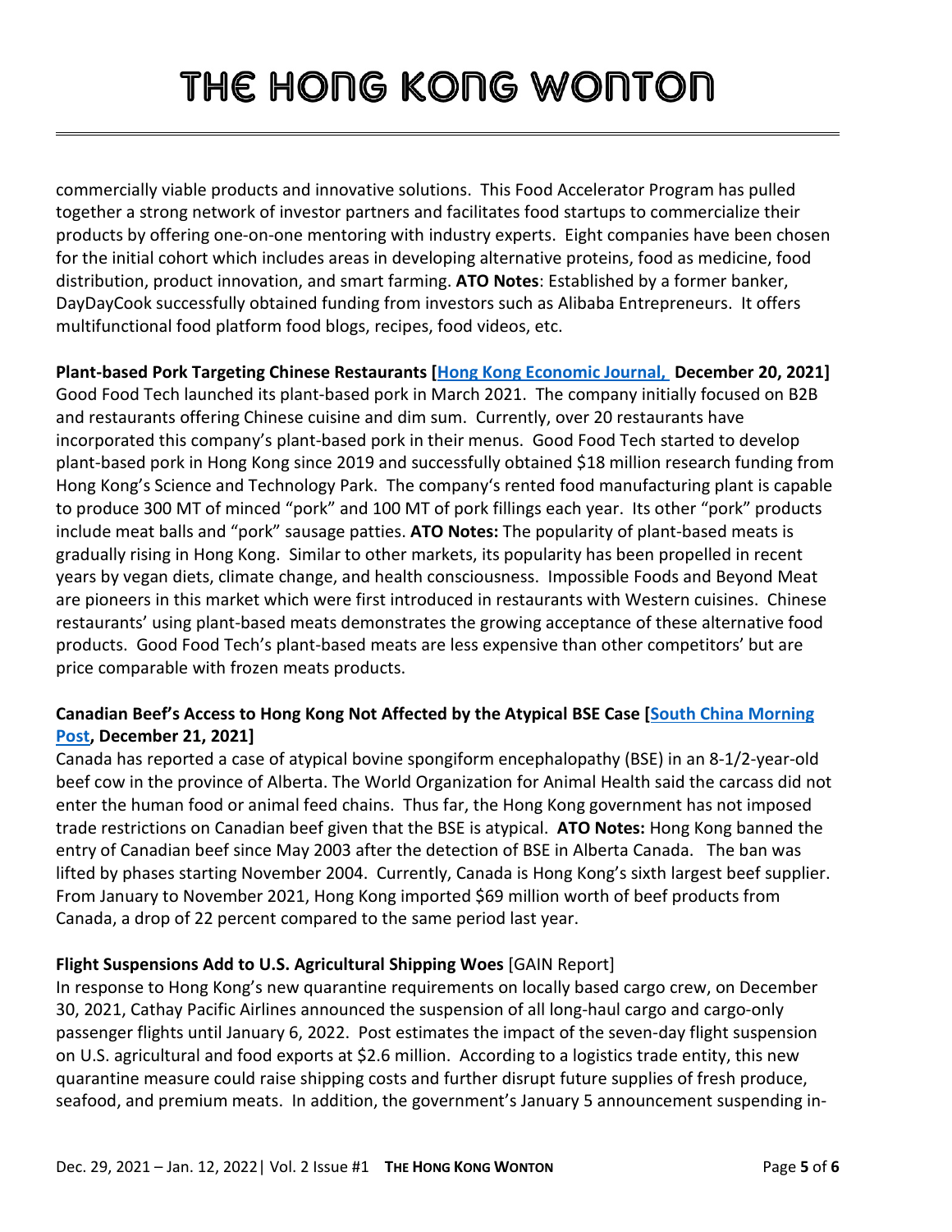commercially viable products and innovative solutions. This Food Accelerator Program has pulled together a strong network of investor partners and facilitates food startups to commercialize their products by offering one-on-one mentoring with industry experts. Eight companies have been chosen for the initial cohort which includes areas in developing alternative proteins, food as medicine, food distribution, product innovation, and smart farming. **ATO Notes**: Established by a former banker, DayDayCook successfully obtained funding from investors such as Alibaba Entrepreneurs. It offers multifunctional food platform food blogs, recipes, food videos, etc.

**Plant-based Pork Targeting Chinese Restaurants [Hong Kong Economic Journal, December 20, 2021]**
Good Food Tech launched its plant-based pork in March 2021. The company initially focused on B2B and restaurants offering Chinese cuisine and dim sum. Currently, over 20 restaurants have incorporated this company's plant-based pork in their menus. Good Food Tech started to develop plant-based pork in Hong Kong since 2019 and successfully obtained $18 million research funding from Hong Kong's Science and Technology Park. The company's rented food manufacturing plant is capable to produce 300 MT of minced "pork" and 100 MT of pork fillings each year. Its other "pork" products include meat balls and "pork" sausage patties. **ATO Notes:** The popularity of plant-based meats is gradually rising in Hong Kong. Similar to other markets, its popularity has been propelled in recent years by vegan diets, climate change, and health consciousness. Impossible Foods and Beyond Meat are pioneers in this market which were first introduced in restaurants with Western cuisines. Chinese restaurants' using plant-based meats demonstrates the growing acceptance of these alternative food products. Good Food Tech's plant-based meats are less expensive than other competitors' but are price comparable with frozen meats products.

**Canadian Beef's Access to Hong Kong Not Affected by the Atypical BSE Case [South China Morning Post, December 21, 2021]**
Canada has reported a case of atypical bovine spongiform encephalopathy (BSE) in an 8-1/2-year-old beef cow in the province of Alberta. The World Organization for Animal Health said the carcass did not enter the human food or animal feed chains. Thus far, the Hong Kong government has not imposed trade restrictions on Canadian beef given that the BSE is atypical. **ATO Notes:** Hong Kong banned the entry of Canadian beef since May 2003 after the detection of BSE in Alberta Canada. The ban was lifted by phases starting November 2004. Currently, Canada is Hong Kong's sixth largest beef supplier. From January to November 2021, Hong Kong imported $69 million worth of beef products from Canada, a drop of 22 percent compared to the same period last year.

**Flight Suspensions Add to U.S. Agricultural Shipping Woes** [GAIN Report]
In response to Hong Kong's new quarantine requirements on locally based cargo crew, on December 30, 2021, Cathay Pacific Airlines announced the suspension of all long-haul cargo and cargo-only passenger flights until January 6, 2022. Post estimates the impact of the seven-day flight suspension on U.S. agricultural and food exports at $2.6 million. According to a logistics trade entity, this new quarantine measure could raise shipping costs and further disrupt future supplies of fresh produce, seafood, and premium meats. In addition, the government's January 5 announcement suspending in-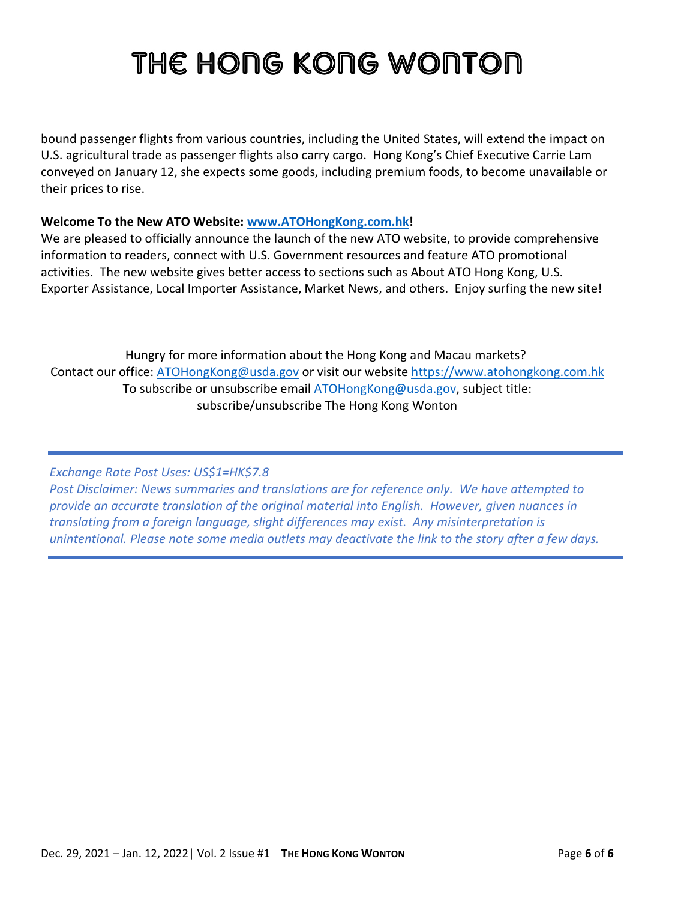bound passenger flights from various countries, including the United States, will extend the impact on U.S. agricultural trade as passenger flights also carry cargo. Hong Kong's Chief Executive Carrie Lam conveyed on January 12, she expects some goods, including premium foods, to become unavailable or their prices to rise.

**Welcome To the New ATO Website: [www.ATOHongKong.com.hk](http://www.ATOHongKong.com.hk)!**

We are pleased to officially announce the launch of the new ATO website, to provide comprehensive information to readers, connect with U.S. Government resources and feature ATO promotional activities. The new website gives better access to sections such as About ATO Hong Kong, U.S. Exporter Assistance, Local Importer Assistance, Market News, and others. Enjoy surfing the new site!

Hungry for more information about the Hong Kong and Macau markets?
Contact our office: ATOHongKong@usda.gov or visit our website https://www.atohongkong.com.hk
To subscribe or unsubscribe email ATOHongKong@usda.gov, subject title: subscribe/unsubscribe The Hong Kong Wonton

*Exchange Rate Post Uses: US$1=HK$7.8*
*Post Disclaimer: News summaries and translations are for reference only. We have attempted to provide an accurate translation of the original material into English. However, given nuances in translating from a foreign language, slight differences may exist. Any misinterpretation is unintentional. Please note some media outlets may deactivate the link to the story after a few days.*